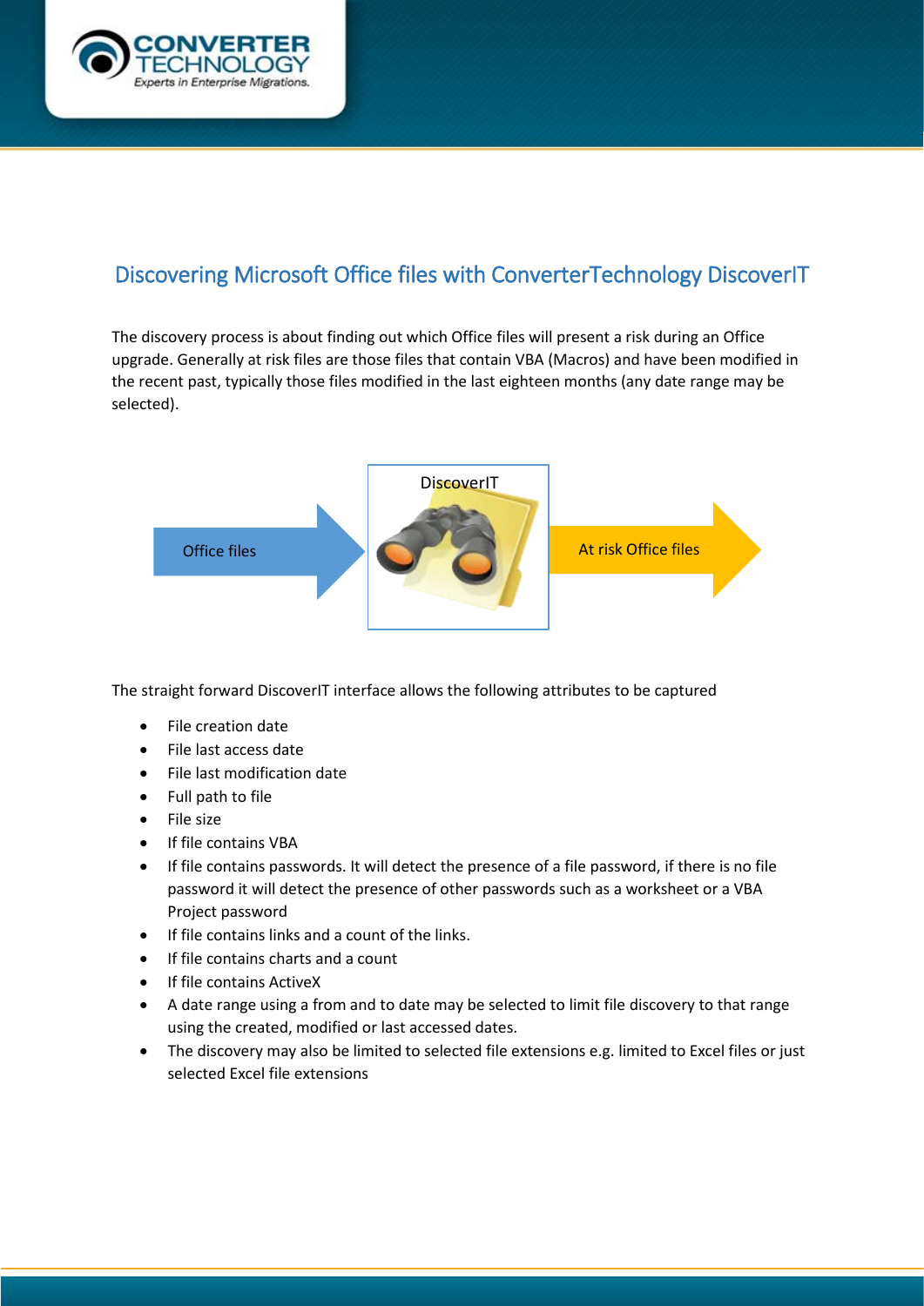# Discovering Microsoft Office files with ConverterTechnology DiscoverIT

The discovery process is about finding out which Office files will present a risk during an Office upgrade. Generally at risk files are those files that contain VBA (Macros) and have been modified in the recent past, typically those files modified in the last eighteen months (any date range may be selected).

Office files → DiscoverIT → At risk Office files

The straight forward DiscoverIT interface allows the following attributes to be captured

- File creation date
- File last access date
- File last modification date
- Full path to file
- File size
- If file contains VBA
- If file contains passwords. It will detect the presence of a file password, if there is no file password it will detect the presence of other passwords such as a worksheet or a VBA Project password
- If file contains links and a count of the links.
- If file contains charts and a count
- If file contains ActiveX
- A date range using a from and to date may be selected to limit file discovery to that range using the created, modified or last accessed dates.
- The discovery may also be limited to selected file extensions e.g. limited to Excel files or just selected Excel file extensions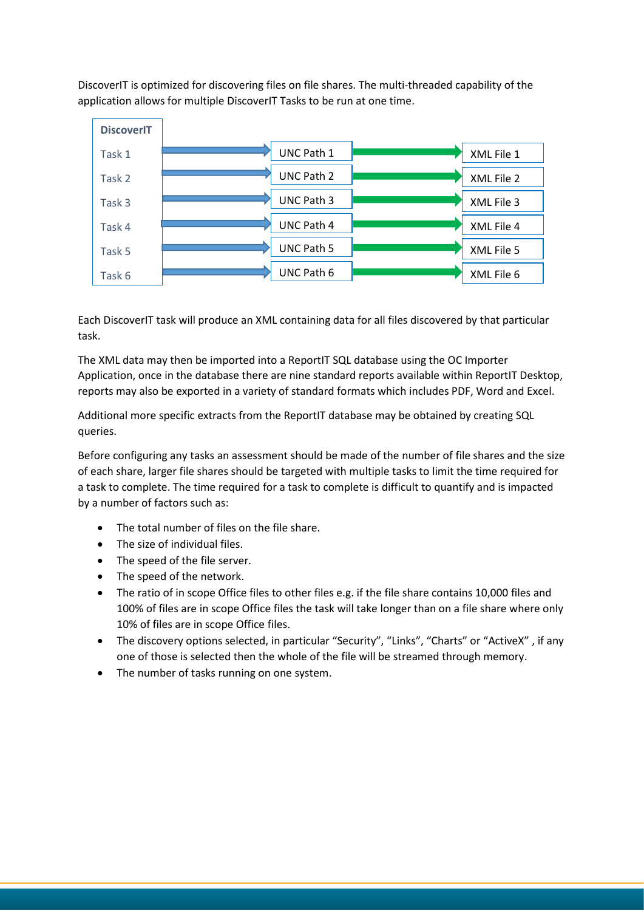DiscoverIT is optimized for discovering files on file shares. The multi-threaded capability of the application allows for multiple DiscoverIT Tasks to be run at one time.

| DiscoverIT | | |
|---|---|---|
| Task 1 | UNC Path 1 | XML File 1 |
| Task 2 | UNC Path 2 | XML File 2 |
| Task 3 | UNC Path 3 | XML File 3 |
| Task 4 | UNC Path 4 | XML File 4 |
| Task 5 | UNC Path 5 | XML File 5 |
| Task 6 | UNC Path 6 | XML File 6 |

Each DiscoverIT task will produce an XML containing data for all files discovered by that particular task.

The XML data may then be imported into a ReportIT SQL database using the OC Importer Application, once in the database there are nine standard reports available within ReportIT Desktop, reports may also be exported in a variety of standard formats which includes PDF, Word and Excel.

Additional more specific extracts from the ReportIT database may be obtained by creating SQL queries.

Before configuring any tasks an assessment should be made of the number of file shares and the size of each share, larger file shares should be targeted with multiple tasks to limit the time required for a task to complete. The time required for a task to complete is difficult to quantify and is impacted by a number of factors such as:

- The total number of files on the file share.
- The size of individual files.
- The speed of the file server.
- The speed of the network.
- The ratio of in scope Office files to other files e.g. if the file share contains 10,000 files and 100% of files are in scope Office files the task will take longer than on a file share where only 10% of files are in scope Office files.
- The discovery options selected, in particular “Security”, “Links”, “Charts” or “ActiveX” , if any one of those is selected then the whole of the file will be streamed through memory.
- The number of tasks running on one system.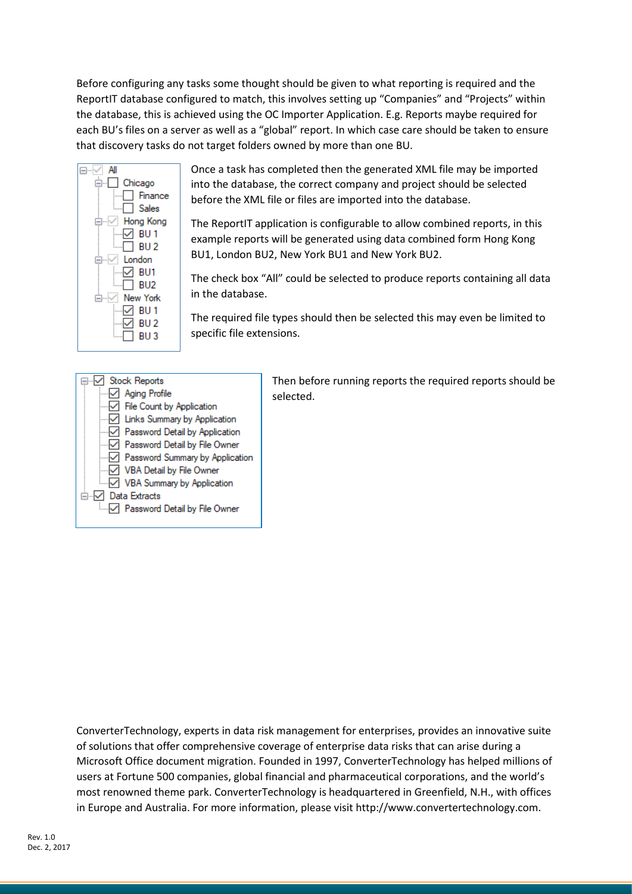Before configuring any tasks some thought should be given to what reporting is required and the ReportIT database configured to match, this involves setting up "Companies" and "Projects" within the database, this is achieved using the OC Importer Application. E.g. Reports maybe required for each BU's files on a server as well as a "global" report. In which case care should be taken to ensure that discovery tasks do not target folders owned by more than one BU.

- [x] All
  - [ ] Chicago
    - [ ] Finance
    - [ ] Sales
  - [x] Hong Kong
    - [x] BU 1
    - [ ] BU 2
  - [x] London
    - [x] BU1
    - [ ] BU2
  - [x] New York
    - [x] BU 1
    - [x] BU 2
    - [ ] BU 3

Once a task has completed then the generated XML file may be imported into the database, the correct company and project should be selected before the XML file or files are imported into the database.

The ReportIT application is configurable to allow combined reports, in this example reports will be generated using data combined form Hong Kong BU1, London BU2, New York BU1 and New York BU2.

The check box "All" could be selected to produce reports containing all data in the database.

The required file types should then be selected this may even be limited to specific file extensions.

- [x] Stock Reports
  - [x] Aging Profile
  - [x] File Count by Application
  - [x] Links Summary by Application
  - [x] Password Detail by Application
  - [x] Password Detail by File Owner
  - [x] Password Summary by Application
  - [x] VBA Detail by File Owner
  - [x] VBA Summary by Application
- [x] Data Extracts
  - [x] Password Detail by File Owner

Then before running reports the required reports should be selected.

ConverterTechnology, experts in data risk management for enterprises, provides an innovative suite of solutions that offer comprehensive coverage of enterprise data risks that can arise during a Microsoft Office document migration. Founded in 1997, ConverterTechnology has helped millions of users at Fortune 500 companies, global financial and pharmaceutical corporations, and the world's most renowned theme park. ConverterTechnology is headquartered in Greenfield, N.H., with offices in Europe and Australia. For more information, please visit http://www.convertertechnology.com.